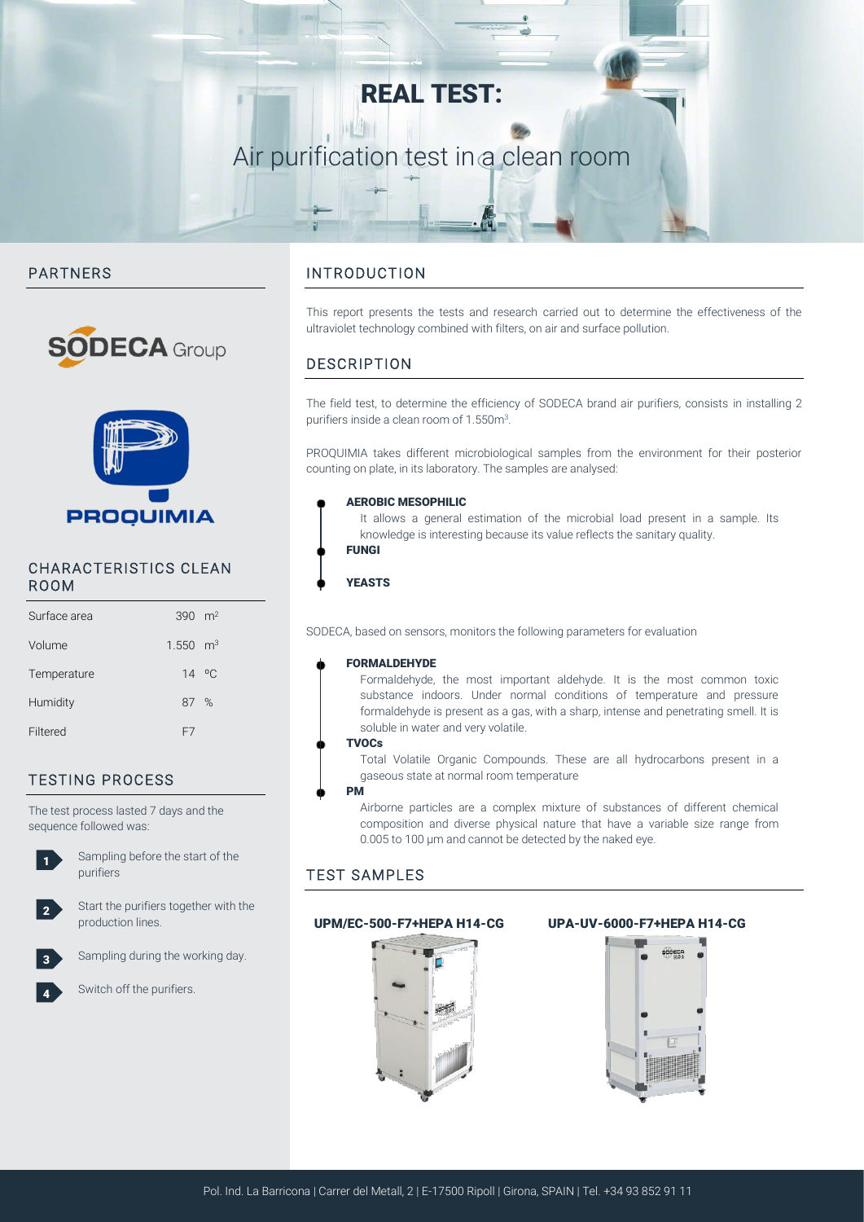# REAL TEST:

Air purification test in a clean room

## PARTNERS

SODECA Group

PROQUIMIA

## CHARACTERISTICS CLEAN ROOM

| | |
|---|---|
| Surface area | 390 m² |
| Volume | 1.550 m³ |
| Temperature | 14 ºC |
| Humidity | 87 % |
| Filtered | F7 |

## TESTING PROCESS

The test process lasted 7 days and the sequence followed was:

1. Sampling before the start of the purifiers
2. Start the purifiers together with the production lines.
3. Sampling during the working day.
4. Switch off the purifiers.

## INTRODUCTION

This report presents the tests and research carried out to determine the effectiveness of the ultraviolet technology combined with filters, on air and surface pollution.

## DESCRIPTION

The field test, to determine the efficiency of SODECA brand air purifiers, consists in installing 2 purifiers inside a clean room of 1.550m³.

PROQUIMIA takes different microbiological samples from the environment for their posterior counting on plate, in its laboratory. The samples are analysed:

- **AEROBIC MESOPHILIC**
  It allows a general estimation of the microbial load present in a sample. Its knowledge is interesting because its value reflects the sanitary quality.
- **FUNGI**
- **YEASTS**

SODECA, based on sensors, monitors the following parameters for evaluation

- **FORMALDEHYDE**
  Formaldehyde, the most important aldehyde. It is the most common toxic substance indoors. Under normal conditions of temperature and pressure formaldehyde is present as a gas, with a sharp, intense and penetrating smell. It is soluble in water and very volatile.
- **TVOCs**
  Total Volatile Organic Compounds. These are all hydrocarbons present in a gaseous state at normal room temperature
- **PM**
  Airborne particles are a complex mixture of substances of different chemical composition and diverse physical nature that have a variable size range from 0.005 to 100 µm and cannot be detected by the naked eye.

## TEST SAMPLES

**UPM/EC-500-F7+HEPA H14-CG**

**UPA-UV-6000-F7+HEPA H14-CG**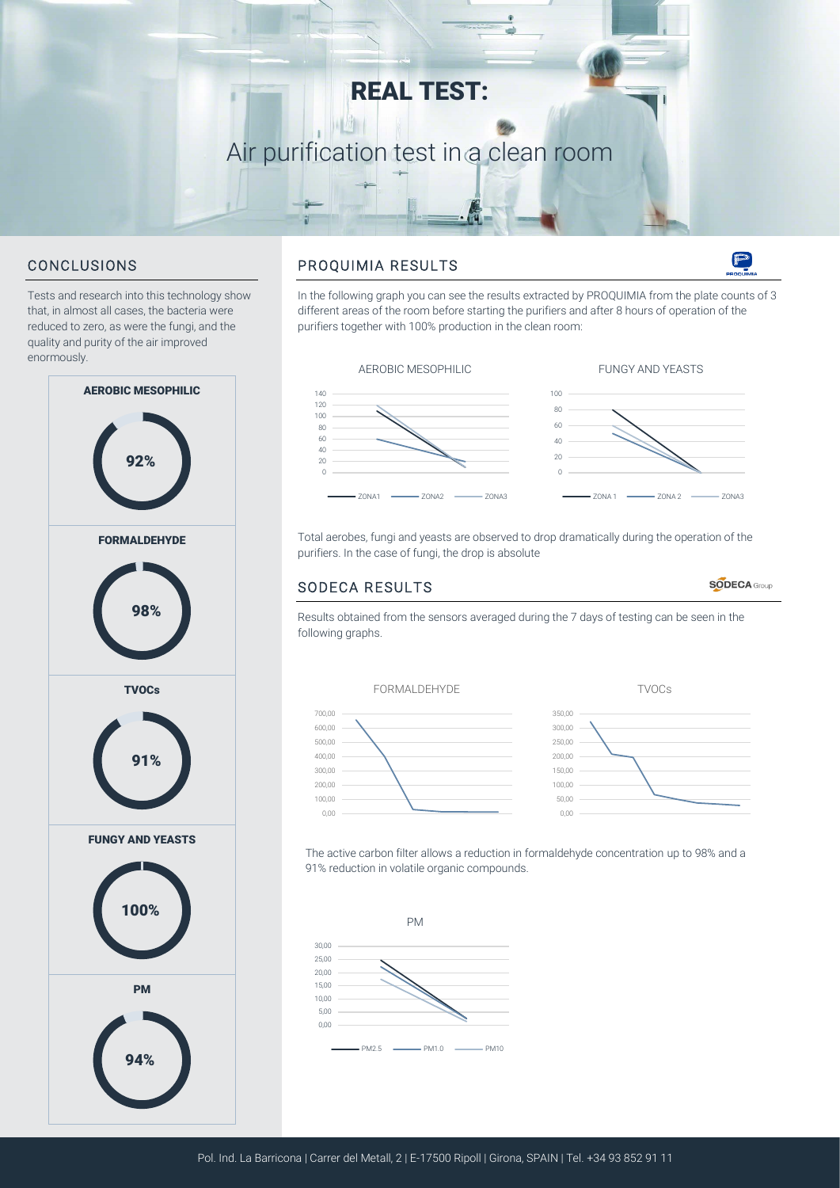# REAL TEST:

## Air purification test in a clean room

### CONCLUSIONS

Tests and research into this technology show that, in almost all cases, the bacteria were reduced to zero, as were the fungi, and the quality and purity of the air improved enormously.

**AEROBIC MESOPHILIC**

92%

**FORMALDEHYDE**

98%

**TVOCs**

91%

**FUNGY AND YEASTS**

100%

**PM**

94%

### PROQUIMIA RESULTS

In the following graph you can see the results extracted by PROQUIMIA from the plate counts of 3 different areas of the room before starting the purifiers and after 8 hours of operation of the purifiers together with 100% production in the clean room:

AEROBIC MESOPHILIC

140
120
100
80
60
40
20
0

ZONA1 ZONA2 ZONA3

FUNGY AND YEASTS

100
80
60
40
20
0

ZONA 1 ZONA 2 ZONA3

Total aerobes, fungi and yeasts are observed to drop dramatically during the operation of the purifiers. In the case of fungi, the drop is absolute

### SODECA RESULTS

Results obtained from the sensors averaged during the 7 days of testing can be seen in the following graphs.

FORMALDEHYDE

700,00
600,00
500,00
400,00
300,00
200,00
100,00
0,00

TVOCs

350,00
300,00
250,00
200,00
150,00
100,00
50,00
0,00

The active carbon filter allows a reduction in formaldehyde concentration up to 98% and a 91% reduction in volatile organic compounds.

PM

30,00
25,00
20,00
15,00
10,00
5,00
0,00

PM2.5 PM1.0 PM10

Pol. Ind. La Barricona | Carrer del Metall, 2 | E-17500 Ripoll | Girona, SPAIN | Tel. +34 93 852 91 11